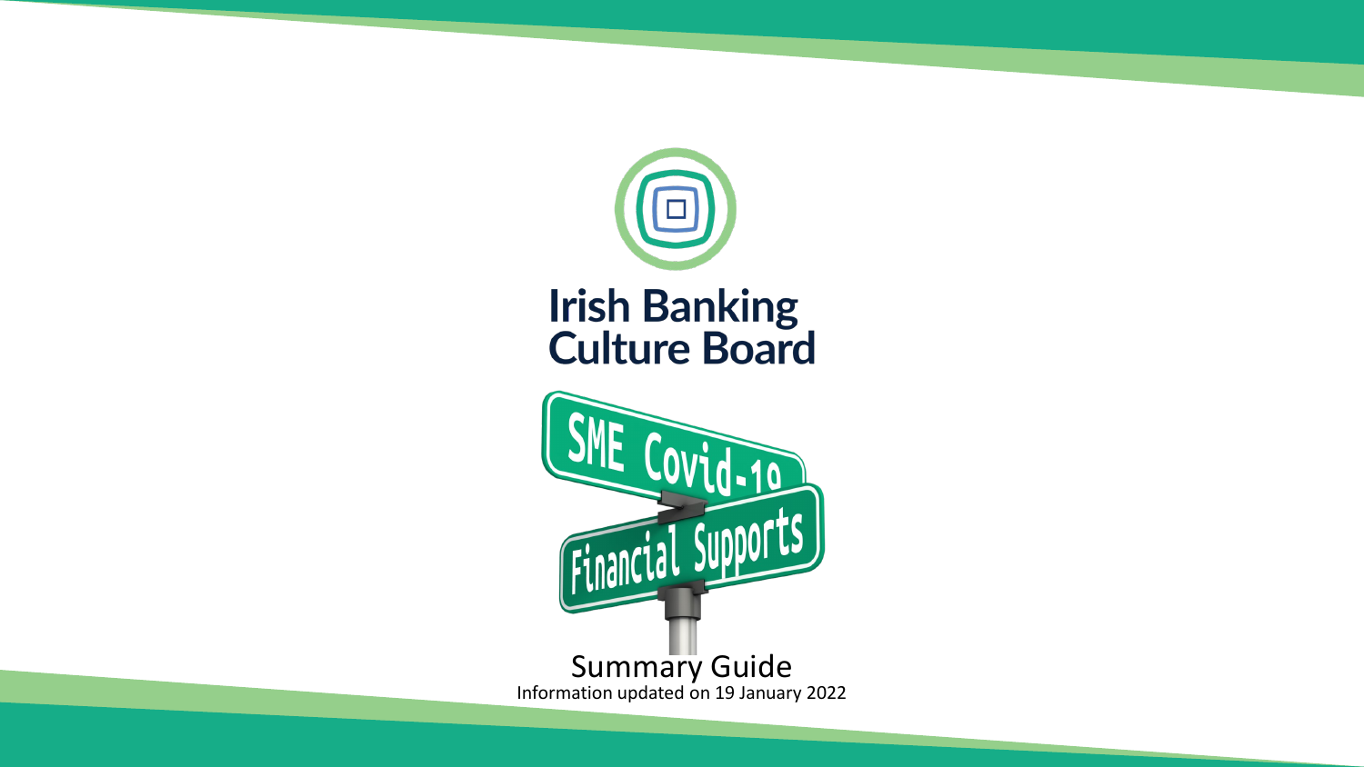Irish Banking Culture Board

# SME Covid-19 Financial Supports

Summary Guide

Information updated on 19 January 2022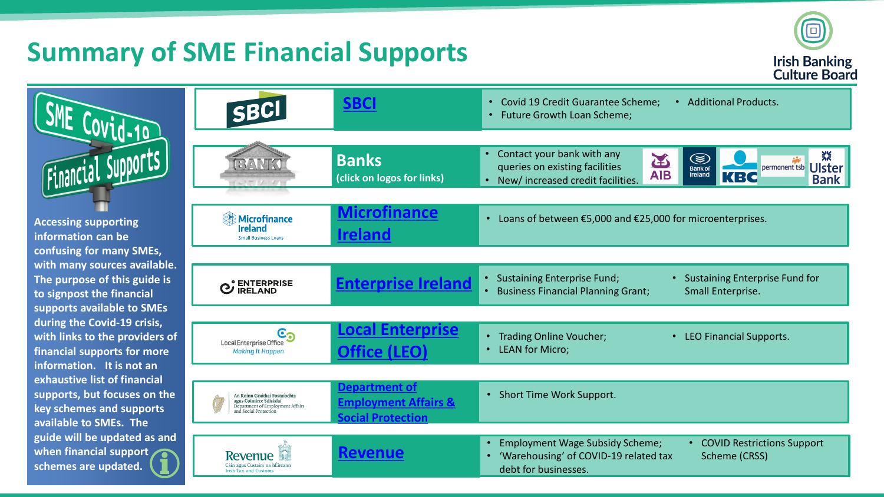# Summary of SME Financial Supports

**SME Covid-19 Financial Supports**

**Accessing supporting information can be confusing for many SMEs, with many sources available. The purpose of this guide is to signpost the financial supports available to SMEs during the Covid-19 crisis, with links to the providers of financial supports for more information. It is not an exhaustive list of financial supports, but focuses on the key schemes and supports available to SMEs. The guide will be updated as and when financial support schemes are updated.**

| Provider | Supports |
| --- | --- |
| SBCI | • Covid 19 Credit Guarantee Scheme; • Future Growth Loan Scheme; • Additional Products. |
| Banks (click on logos for links) — AIB, Bank of Ireland, KBC, permanent tsb, Ulster Bank | • Contact your bank with any queries on existing facilities • New/ increased credit facilities. |
| Microfinance Ireland | • Loans of between €5,000 and €25,000 for microenterprises. |
| Enterprise Ireland | • Sustaining Enterprise Fund; • Business Financial Planning Grant; • Sustaining Enterprise Fund for Small Enterprise. |
| Local Enterprise Office (LEO) | • Trading Online Voucher; • LEAN for Micro; • LEO Financial Supports. |
| Department of Employment Affairs & Social Protection | • Short Time Work Support. |
| Revenue | • Employment Wage Subsidy Scheme; • 'Warehousing' of COVID-19 related tax debt for businesses. • COVID Restrictions Support Scheme (CRSS) |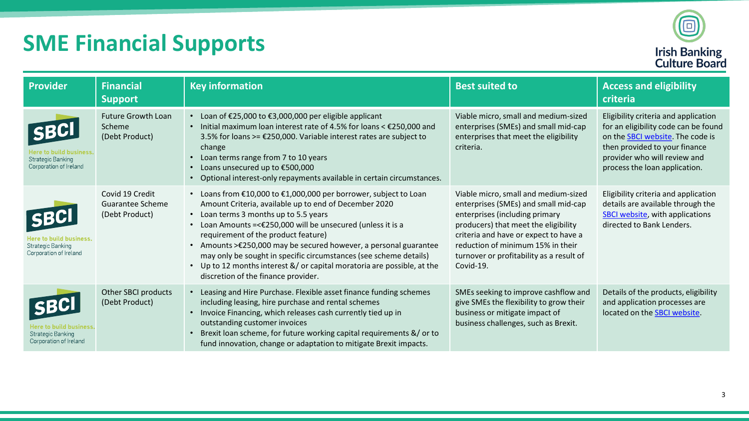# SME Financial Supports

| Provider | Financial Support | Key information | Best suited to | Access and eligibility criteria |
|---|---|---|---|---|
| SBCI Here to build business. Strategic Banking Corporation of Ireland | Future Growth Loan Scheme (Debt Product) | • Loan of €25,000 to €3,000,000 per eligible applicant<br>• Initial maximum loan interest rate of 4.5% for loans < €250,000 and 3.5% for loans >= €250,000. Variable interest rates are subject to change<br>• Loan terms range from 7 to 10 years<br>• Loans unsecured up to €500,000<br>• Optional interest-only repayments available in certain circumstances. | Viable micro, small and medium-sized enterprises (SMEs) and small mid-cap enterprises that meet the eligibility criteria. | Eligibility criteria and application for an eligibility code can be found on the SBCI website. The code is then provided to your finance provider who will review and process the loan application. |
| SBCI Here to build business. Strategic Banking Corporation of Ireland | Covid 19 Credit Guarantee Scheme (Debt Product) | • Loans from €10,000 to €1,000,000 per borrower, subject to Loan Amount Criteria, available up to end of December 2020<br>• Loan terms 3 months up to 5.5 years<br>• Loan Amounts =<€250,000 will be unsecured (unless it is a requirement of the product feature)<br>• Amounts >€250,000 may be secured however, a personal guarantee may only be sought in specific circumstances (see scheme details)<br>• Up to 12 months interest &/ or capital moratoria are possible, at the discretion of the finance provider. | Viable micro, small and medium-sized enterprises (SMEs) and small mid-cap enterprises (including primary producers) that meet the eligibility criteria and have or expect to have a reduction of minimum 15% in their turnover or profitability as a result of Covid-19. | Eligibility criteria and application details are available through the SBCI website, with applications directed to Bank Lenders. |
| SBCI Here to build business. Strategic Banking Corporation of Ireland | Other SBCI products (Debt Product) | • Leasing and Hire Purchase. Flexible asset finance funding schemes including leasing, hire purchase and rental schemes<br>• Invoice Financing, which releases cash currently tied up in outstanding customer invoices<br>• Brexit loan scheme, for future working capital requirements &/ or to fund innovation, change or adaptation to mitigate Brexit impacts. | SMEs seeking to improve cashflow and give SMEs the flexibility to grow their business or mitigate impact of business challenges, such as Brexit. | Details of the products, eligibility and application processes are located on the SBCI website. |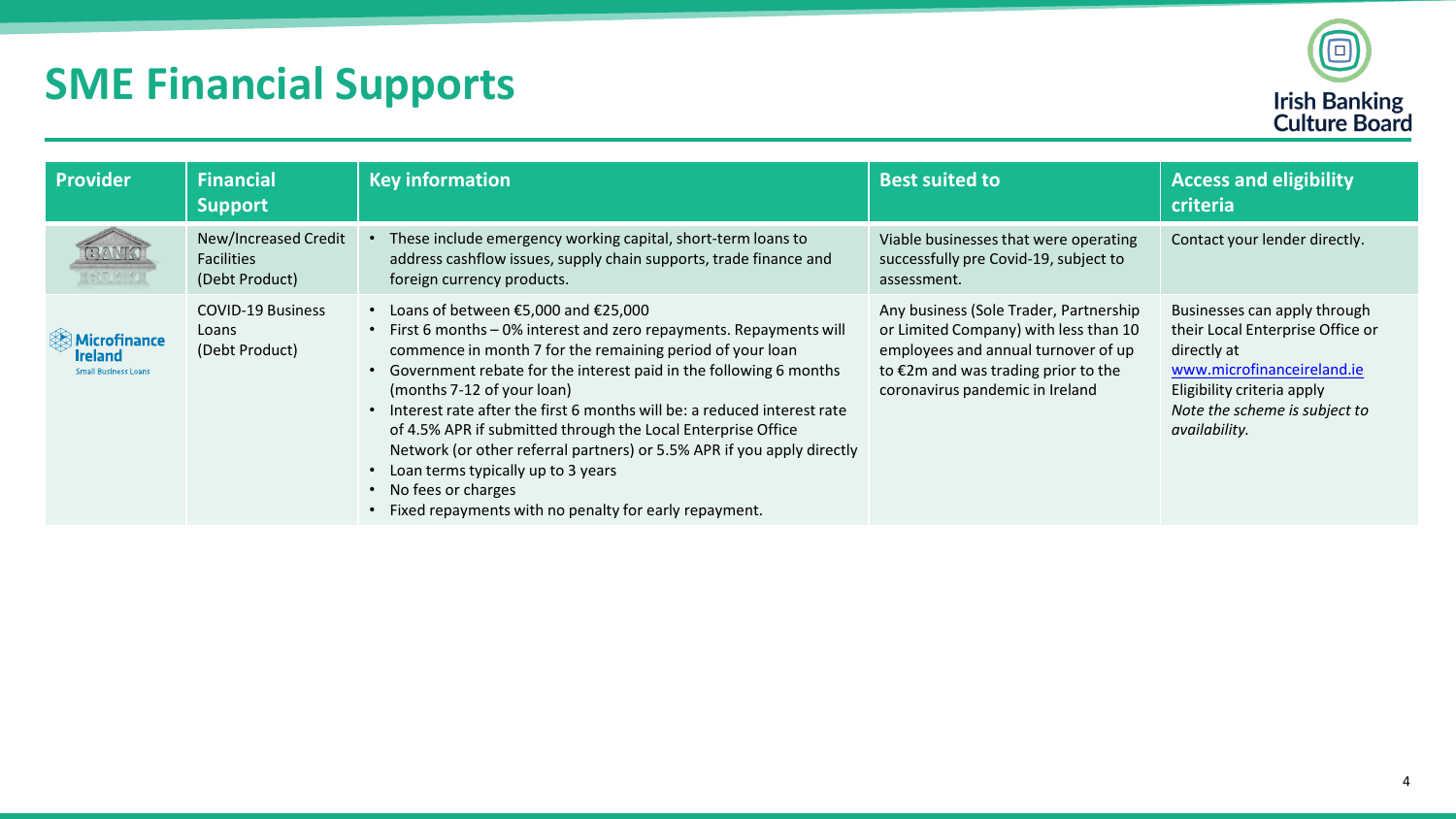# SME Financial Supports

| Provider | Financial Support | Key information | Best suited to | Access and eligibility criteria |
| --- | --- | --- | --- | --- |
| BANK IRELAND | New/Increased Credit Facilities (Debt Product) | • These include emergency working capital, short-term loans to address cashflow issues, supply chain supports, trade finance and foreign currency products. | Viable businesses that were operating successfully pre Covid-19, subject to assessment. | Contact your lender directly. |
| Microfinance Ireland Small Business Loans | COVID-19 Business Loans (Debt Product) | • Loans of between €5,000 and €25,000<br>• First 6 months – 0% interest and zero repayments. Repayments will commence in month 7 for the remaining period of your loan<br>• Government rebate for the interest paid in the following 6 months (months 7-12 of your loan)<br>• Interest rate after the first 6 months will be: a reduced interest rate of 4.5% APR if submitted through the Local Enterprise Office Network (or other referral partners) or 5.5% APR if you apply directly<br>• Loan terms typically up to 3 years<br>• No fees or charges<br>• Fixed repayments with no penalty for early repayment. | Any business (Sole Trader, Partnership or Limited Company) with less than 10 employees and annual turnover of up to €2m and was trading prior to the coronavirus pandemic in Ireland | Businesses can apply through their Local Enterprise Office or directly at www.microfinanceireland.ie<br>Eligibility criteria apply<br>*Note the scheme is subject to availability.* |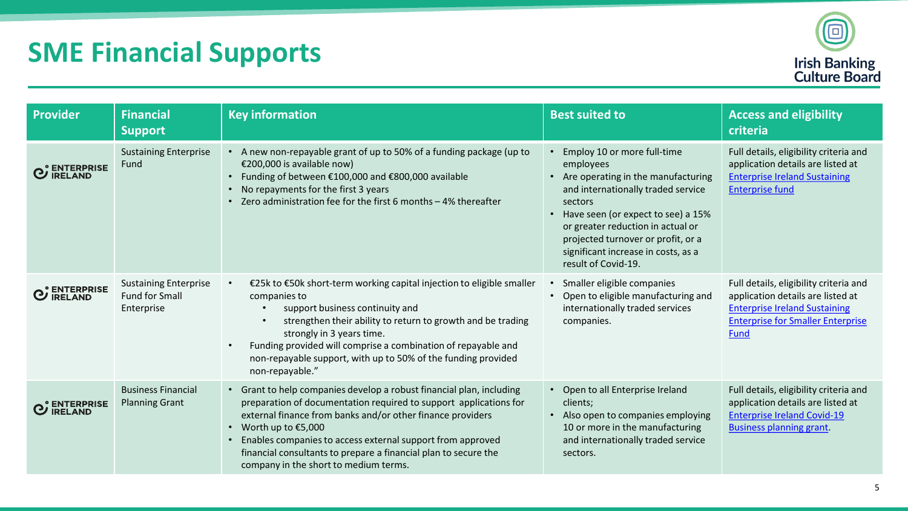# SME Financial Supports

| Provider | Financial Support | Key information | Best suited to | Access and eligibility criteria |
|---|---|---|---|---|
| ENTERPRISE IRELAND | Sustaining Enterprise Fund | • A new non-repayable grant of up to 50% of a funding package (up to €200,000 is available now)<br>• Funding of between €100,000 and €800,000 available<br>• No repayments for the first 3 years<br>• Zero administration fee for the first 6 months – 4% thereafter | • Employ 10 or more full-time employees<br>• Are operating in the manufacturing and internationally traded service sectors<br>• Have seen (or expect to see) a 15% or greater reduction in actual or projected turnover or profit, or a significant increase in costs, as a result of Covid-19. | Full details, eligibility criteria and application details are listed at Enterprise Ireland Sustaining Enterprise fund |
| ENTERPRISE IRELAND | Sustaining Enterprise Fund for Small Enterprise | • €25k to €50k short-term working capital injection to eligible smaller companies to<br>&nbsp;&nbsp;&nbsp;&nbsp;• support business continuity and<br>&nbsp;&nbsp;&nbsp;&nbsp;• strengthen their ability to return to growth and be trading strongly in 3 years time.<br>• Funding provided will comprise a combination of repayable and non-repayable support, with up to 50% of the funding provided non-repayable." | • Smaller eligible companies<br>• Open to eligible manufacturing and internationally traded services companies. | Full details, eligibility criteria and application details are listed at Enterprise Ireland Sustaining Enterprise for Smaller Enterprise Fund |
| ENTERPRISE IRELAND | Business Financial Planning Grant | • Grant to help companies develop a robust financial plan, including preparation of documentation required to support applications for external finance from banks and/or other finance providers<br>• Worth up to €5,000<br>• Enables companies to access external support from approved financial consultants to prepare a financial plan to secure the company in the short to medium terms. | • Open to all Enterprise Ireland clients;<br>• Also open to companies employing 10 or more in the manufacturing and internationally traded service sectors. | Full details, eligibility criteria and application details are listed at Enterprise Ireland Covid-19 Business planning grant. |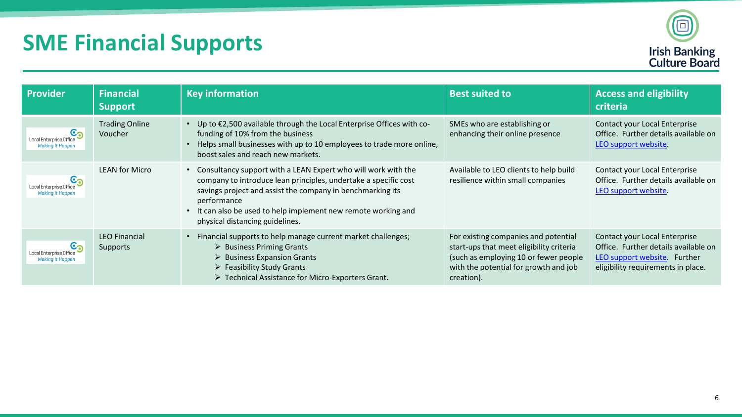# SME Financial Supports

| Provider | Financial Support | Key information | Best suited to | Access and eligibility criteria |
|---|---|---|---|---|
| Local Enterprise Office Making It Happen | Trading Online Voucher | • Up to €2,500 available through the Local Enterprise Offices with co-funding of 10% from the business<br>• Helps small businesses with up to 10 employees to trade more online, boost sales and reach new markets. | SMEs who are establishing or enhancing their online presence | Contact your Local Enterprise Office. Further details available on [LEO support website](). |
| Local Enterprise Office Making It Happen | LEAN for Micro | • Consultancy support with a LEAN Expert who will work with the company to introduce lean principles, undertake a specific cost savings project and assist the company in benchmarking its performance<br>• It can also be used to help implement new remote working and physical distancing guidelines. | Available to LEO clients to help build resilience within small companies | Contact your Local Enterprise Office. Further details available on [LEO support website](). |
| Local Enterprise Office Making It Happen | LEO Financial Supports | • Financial supports to help manage current market challenges;<br>➢ Business Priming Grants<br>➢ Business Expansion Grants<br>➢ Feasibility Study Grants<br>➢ Technical Assistance for Micro-Exporters Grant. | For existing companies and potential start-ups that meet eligibility criteria (such as employing 10 or fewer people with the potential for growth and job creation). | Contact your Local Enterprise Office. Further details available on [LEO support website](). Further eligibility requirements in place. |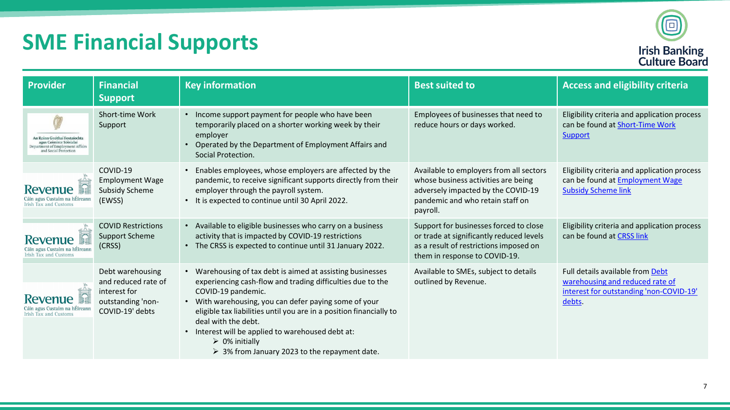# SME Financial Supports

| Provider | Financial Support | Key information | Best suited to | Access and eligibility criteria |
|---|---|---|---|---|
| An Roinn Gnóthaí Fostaíochta agus Coimirce Sóisialaí Department of Employment Affairs and Social Protection | Short-time Work Support | • Income support payment for people who have been temporarily placed on a shorter working week by their employer<br>• Operated by the Department of Employment Affairs and Social Protection. | Employees of businesses that need to reduce hours or days worked. | Eligibility criteria and application process can be found at Short-Time Work Support |
| Revenue Cáin agus Custaim na hÉireann Irish Tax and Customs | COVID-19 Employment Wage Subsidy Scheme (EWSS) | • Enables employees, whose employers are affected by the pandemic, to receive significant supports directly from their employer through the payroll system.<br>• It is expected to continue until 30 April 2022. | Available to employers from all sectors whose business activities are being adversely impacted by the COVID-19 pandemic and who retain staff on payroll. | Eligibility criteria and application process can be found at Employment Wage Subsidy Scheme link |
| Revenue Cáin agus Custaim na hÉireann Irish Tax and Customs | COVID Restrictions Support Scheme (CRSS) | • Available to eligible businesses who carry on a business activity that is impacted by COVID-19 restrictions<br>• The CRSS is expected to continue until 31 January 2022. | Support for businesses forced to close or trade at significantly reduced levels as a result of restrictions imposed on them in response to COVID-19. | Eligibility criteria and application process can be found at CRSS link |
| Revenue Cáin agus Custaim na hÉireann Irish Tax and Customs | Debt warehousing and reduced rate of interest for outstanding 'non-COVID-19' debts | • Warehousing of tax debt is aimed at assisting businesses experiencing cash-flow and trading difficulties due to the COVID-19 pandemic.<br>• With warehousing, you can defer paying some of your eligible tax liabilities until you are in a position financially to deal with the debt.<br>• Interest will be applied to warehoused debt at:<br>➢ 0% initially<br>➢ 3% from January 2023 to the repayment date. | Available to SMEs, subject to details outlined by Revenue. | Full details available from Debt warehousing and reduced rate of interest for outstanding 'non-COVID-19' debts. |